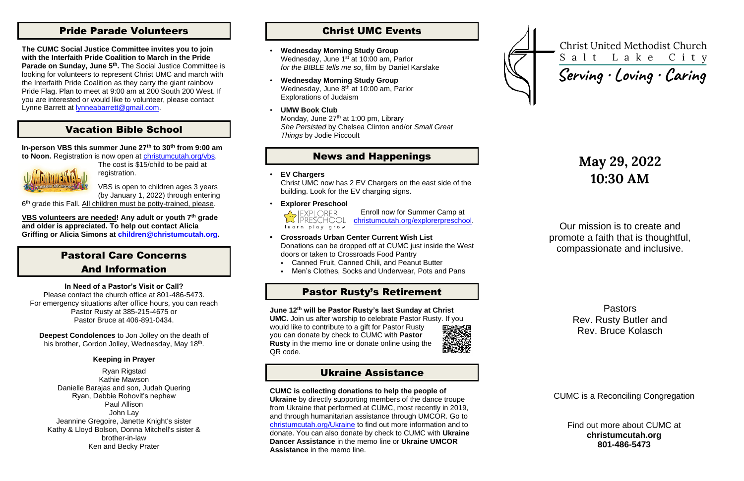## Pride Parade Volunteers

**The CUMC Social Justice Committee invites you to join with the Interfaith Pride Coalition to March in the Pride Parade on Sunday, June 5th.** The Social Justice Committee is looking for volunteers to represent Christ UMC and march with the Interfaith Pride Coalition as they carry the giant rainbow Pride Flag. Plan to meet at 9:00 am at 200 South 200 West. If you are interested or would like to volunteer, please contact Lynne Barrett at lynneabarrett@gmail.com.

## Vacation Bible School

**In-person VBS this summer June 27th to 30th from 9:00 am to Noon.** Registration is now open at christumcutah.org/vbs. The cost is $15/child to be paid at registration.

VBS is open to children ages 3 years (by January 1, 2022) through entering 6th grade this Fall. All children must be potty-trained, please.

**VBS volunteers are needed! Any adult or youth 7th grade and older is appreciated. To help out contact Alicia Griffing or Alicia Simons at children@christumcutah.org.**

## Pastoral Care Concerns And Information

**In Need of a Pastor's Visit or Call?**

Please contact the church office at 801-486-5473. For emergency situations after office hours, you can reach Pastor Rusty at 385-215-4675 or Pastor Bruce at 406-891-0434.

**Deepest Condolences** to Jon Jolley on the death of his brother, Gordon Jolley, Wednesday, May 18th.

**Keeping in Prayer**

Ryan Rigstad
Kathie Mawson
Danielle Barajas and son, Judah Quering
Ryan, Debbie Rohovit's nephew
Paul Allison
John Lay
Jeannine Gregoire, Janette Knight's sister
Kathy & Lloyd Bolson, Donna Mitchell's sister & brother-in-law
Ken and Becky Prater

## Christ UMC Events

- **Wednesday Morning Study Group**
  Wednesday, June 1st at 10:00 am, Parlor
  *for the BIBLE tells me so*, film by Daniel Karslake
- **Wednesday Morning Study Group**
  Wednesday, June 8th at 10:00 am, Parlor
  Explorations of Judaism
- **UMW Book Club**
  Monday, June 27th at 1:00 pm, Library
  *She Persisted* by Chelsea Clinton and/or *Small Great Things* by Jodie Piccoult

## News and Happenings

- **EV Chargers**
  Christ UMC now has 2 EV Chargers on the east side of the building. Look for the EV charging signs.
- **Explorer Preschool**
  Enroll now for Summer Camp at christumcutah.org/explorerpreschool.
- **Crossroads Urban Center Current Wish List**
  Donations can be dropped off at CUMC just inside the West doors or taken to Crossroads Food Pantry
  - Canned Fruit, Canned Chili, and Peanut Butter
  - Men's Clothes, Socks and Underwear, Pots and Pans

## Pastor Rusty's Retirement

**June 12th will be Pastor Rusty's last Sunday at Christ UMC.** Join us after worship to celebrate Pastor Rusty. If you would like to contribute to a gift for Pastor Rusty you can donate by check to CUMC with **Pastor Rusty** in the memo line or donate online using the QR code.

## Ukraine Assistance

**CUMC is collecting donations to help the people of Ukraine** by directly supporting members of the dance troupe from Ukraine that performed at CUMC, most recently in 2019, and through humanitarian assistance through UMCOR. Go to christumcutah.org/Ukraine to find out more information and to donate. You can also donate by check to CUMC with **Ukraine Dancer Assistance** in the memo line or **Ukraine UMCOR Assistance** in the memo line.

# Christ United Methodist Church Salt Lake City

**Serving · Loving · Caring**

## May 29, 2022
## 10:30 AM

Our mission is to create and promote a faith that is thoughtful, compassionate and inclusive.

Pastors
Rev. Rusty Butler and
Rev. Bruce Kolasch

CUMC is a Reconciling Congregation

Find out more about CUMC at
**christumcutah.org**
**801-486-5473**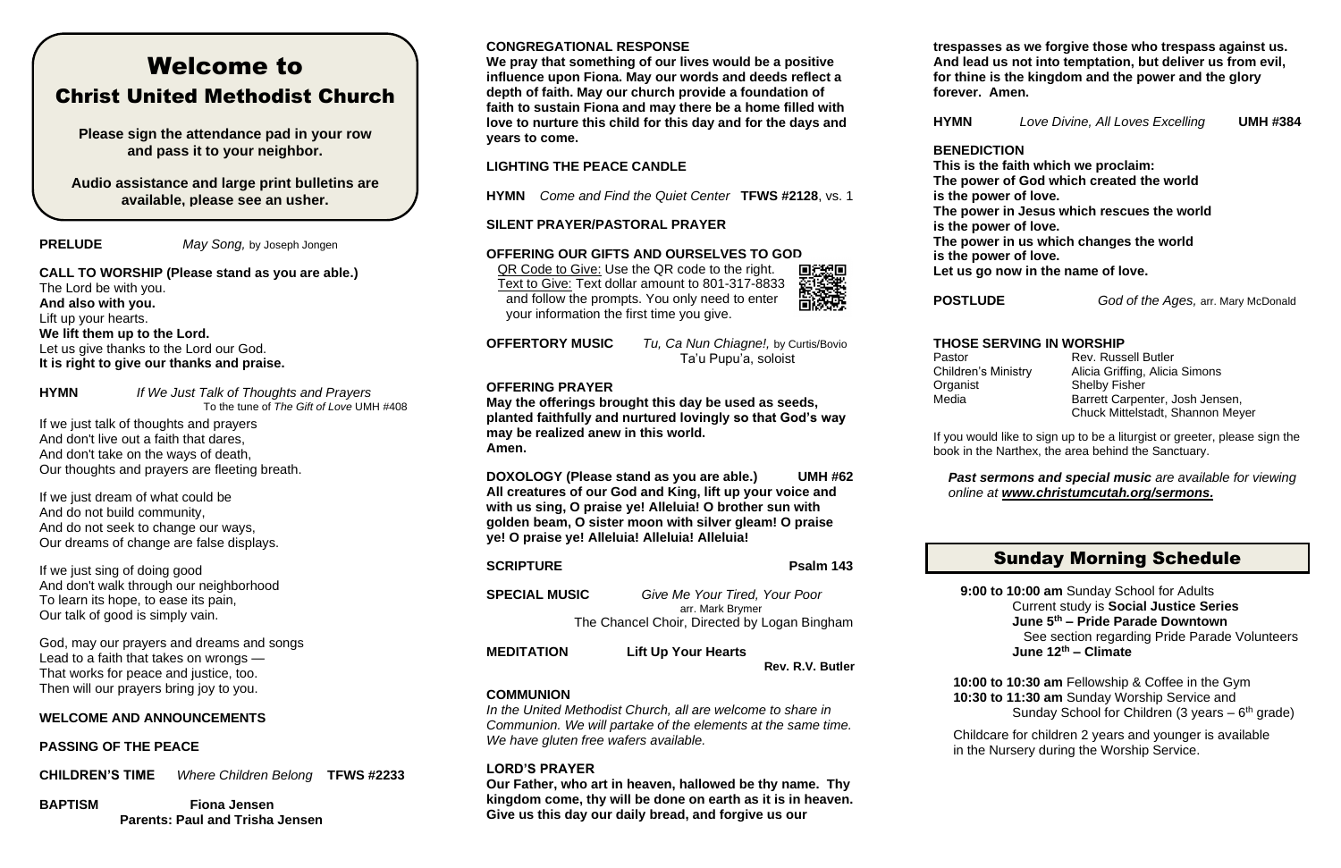# Welcome to

## Christ United Methodist Church

**Please sign the attendance pad in your row and pass it to your neighbor.**

**Audio assistance and large print bulletins are available, please see an usher.**

**PRELUDE** *May Song,* by Joseph Jongen

**CALL TO WORSHIP (Please stand as you are able.)**

The Lord be with you.
**And also with you.**
Lift up your hearts.
**We lift them up to the Lord.**
Let us give thanks to the Lord our God.
**It is right to give our thanks and praise.**

**HYMN** *If We Just Talk of Thoughts and Prayers*
To the tune of *The Gift of Love* UMH #408

If we just talk of thoughts and prayers
And don't live out a faith that dares,
And don't take on the ways of death,
Our thoughts and prayers are fleeting breath.

If we just dream of what could be
And do not build community,
And do not seek to change our ways,
Our dreams of change are false displays.

If we just sing of doing good
And don't walk through our neighborhood
To learn its hope, to ease its pain,
Our talk of good is simply vain.

God, may our prayers and dreams and songs
Lead to a faith that takes on wrongs —
That works for peace and justice, too.
Then will our prayers bring joy to you.

**WELCOME AND ANNOUNCEMENTS**

**PASSING OF THE PEACE**

**CHILDREN'S TIME** *Where Children Belong* **TFWS #2233**

**BAPTISM** **Fiona Jensen**
**Parents: Paul and Trisha Jensen**

**CONGREGATIONAL RESPONSE**
**We pray that something of our lives would be a positive influence upon Fiona. May our words and deeds reflect a depth of faith. May our church provide a foundation of faith to sustain Fiona and may there be a home filled with love to nurture this child for this day and for the days and years to come.**

**LIGHTING THE PEACE CANDLE**

**HYMN** *Come and Find the Quiet Center* **TFWS #2128**, vs. 1

**SILENT PRAYER/PASTORAL PRAYER**

**OFFERING OUR GIFTS AND OURSELVES TO GOD**
QR Code to Give: Use the QR code to the right.
Text to Give: Text dollar amount to 801-317-8833 and follow the prompts. You only need to enter your information the first time you give.

**OFFERTORY MUSIC** *Tu, Ca Nun Chiagne!,* by Curtis/Bovio
Ta'u Pupu'a, soloist

**OFFERING PRAYER**
**May the offerings brought this day be used as seeds, planted faithfully and nurtured lovingly so that God's way may be realized anew in this world.**
**Amen.**

**DOXOLOGY (Please stand as you are able.) UMH #62**
**All creatures of our God and King, lift up your voice and with us sing, O praise ye! Alleluia! O brother sun with golden beam, O sister moon with silver gleam! O praise ye! O praise ye! Alleluia! Alleluia! Alleluia!**

**SCRIPTURE** **Psalm 143**

**SPECIAL MUSIC** *Give Me Your Tired, Your Poor*
arr. Mark Brymer
The Chancel Choir, Directed by Logan Bingham

**MEDITATION** **Lift Up Your Hearts**
**Rev. R.V. Butler**

**COMMUNION**
*In the United Methodist Church, all are welcome to share in Communion. We will partake of the elements at the same time. We have gluten free wafers available.*

**LORD'S PRAYER**
**Our Father, who art in heaven, hallowed be thy name. Thy kingdom come, thy will be done on earth as it is in heaven. Give us this day our daily bread, and forgive us our trespasses as we forgive those who trespass against us. And lead us not into temptation, but deliver us from evil, for thine is the kingdom and the power and the glory forever. Amen.**

**HYMN** *Love Divine, All Loves Excelling* **UMH #384**

**BENEDICTION**
**This is the faith which we proclaim:**
**The power of God which created the world is the power of love.**
**The power in Jesus which rescues the world is the power of love.**
**The power in us which changes the world is the power of love.**
**Let us go now in the name of love.**

**POSTLUDE** *God of the Ages,* arr. Mary McDonald

**THOSE SERVING IN WORSHIP**

| | |
|---|---|
| Pastor | Rev. Russell Butler |
| Children's Ministry | Alicia Griffing, Alicia Simons |
| Organist | Shelby Fisher |
| Media | Barrett Carpenter, Josh Jensen, Chuck Mittelstadt, Shannon Meyer |

If you would like to sign up to be a liturgist or greeter, please sign the book in the Narthex, the area behind the Sanctuary.

***Past sermons and special music*** *are available for viewing online at* ***www.christumcutah.org/sermons.***

## Sunday Morning Schedule

**9:00 to 10:00 am** Sunday School for Adults
Current study is **Social Justice Series**
**June 5th – Pride Parade Downtown**
See section regarding Pride Parade Volunteers
**June 12th – Climate**

**10:00 to 10:30 am** Fellowship & Coffee in the Gym
**10:30 to 11:30 am** Sunday Worship Service and Sunday School for Children (3 years – 6th grade)

Childcare for children 2 years and younger is available in the Nursery during the Worship Service.